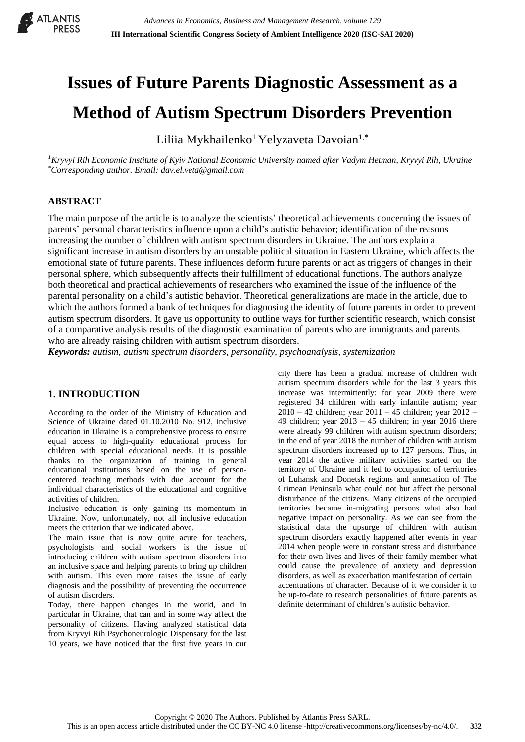# Issues of Future Parents Diagnostic Assessment as a Method of Autism Spectrum Disorders Prevention

Liliia Mykhailenko[1] Yelyzaveta Davoian[1,*]

[1] *Kryvyi Rih Economic Institute of Kyiv National Economic University named after Vadym Hetman, Kryvyi Rih, Ukraine*
[*] *Corresponding author. Email: dav.el.veta@gmail.com*

## ABSTRACT

The main purpose of the article is to analyze the scientists' theoretical achievements concerning the issues of parents' personal characteristics influence upon a child's autistic behavior; identification of the reasons increasing the number of children with autism spectrum disorders in Ukraine. The authors explain a significant increase in autism disorders by an unstable political situation in Eastern Ukraine, which affects the emotional state of future parents. These influences deform future parents or act as triggers of changes in their personal sphere, which subsequently affects their fulfillment of educational functions. The authors analyze both theoretical and practical achievements of researchers who examined the issue of the influence of the parental personality on a child's autistic behavior. Theoretical generalizations are made in the article, due to which the authors formed a bank of techniques for diagnosing the identity of future parents in order to prevent autism spectrum disorders. It gave us opportunity to outline ways for further scientific research, which consist of a comparative analysis results of the diagnostic examination of parents who are immigrants and parents who are already raising children with autism spectrum disorders.

***Keywords:*** *autism, autism spectrum disorders, personality, psychoanalysis, systemization*

## 1. INTRODUCTION

According to the order of the Ministry of Education and Science of Ukraine dated 01.10.2010 No. 912, inclusive education in Ukraine is a comprehensive process to ensure equal access to high-quality educational process for children with special educational needs. It is possible thanks to the organization of training in general educational institutions based on the use of person-centered teaching methods with due account for the individual characteristics of the educational and cognitive activities of children.

Inclusive education is only gaining its momentum in Ukraine. Now, unfortunately, not all inclusive education meets the criterion that we indicated above.

The main issue that is now quite acute for teachers, psychologists and social workers is the issue of introducing children with autism spectrum disorders into an inclusive space and helping parents to bring up children with autism. This even more raises the issue of early diagnosis and the possibility of preventing the occurrence of autism disorders.

Today, there happen changes in the world, and in particular in Ukraine, that can and in some way affect the personality of citizens. Having analyzed statistical data from Kryvyi Rih Psychoneurologic Dispensary for the last 10 years, we have noticed that the first five years in our city there has been a gradual increase of children with autism spectrum disorders while for the last 3 years this increase was intermittently: for year 2009 there were registered 34 children with early infantile autism; year 2010 – 42 children; year 2011 – 45 children; year 2012 – 49 children; year 2013 – 45 children; in year 2016 there were already 99 children with autism spectrum disorders; in the end of year 2018 the number of children with autism spectrum disorders increased up to 127 persons. Thus, in year 2014 the active military activities started on the territory of Ukraine and it led to occupation of territories of Luhansk and Donetsk regions and annexation of The Crimean Peninsula what could not but affect the personal disturbance of the citizens. Many citizens of the occupied territories became in-migrating persons what also had negative impact on personality. As we can see from the statistical data the upsurge of children with autism spectrum disorders exactly happened after events in year 2014 when people were in constant stress and disturbance for their own lives and lives of their family member what could cause the prevalence of anxiety and depression disorders, as well as exacerbation manifestation of certain accentuations of character. Because of it we consider it to be up-to-date to research personalities of future parents as definite determinant of children's autistic behavior.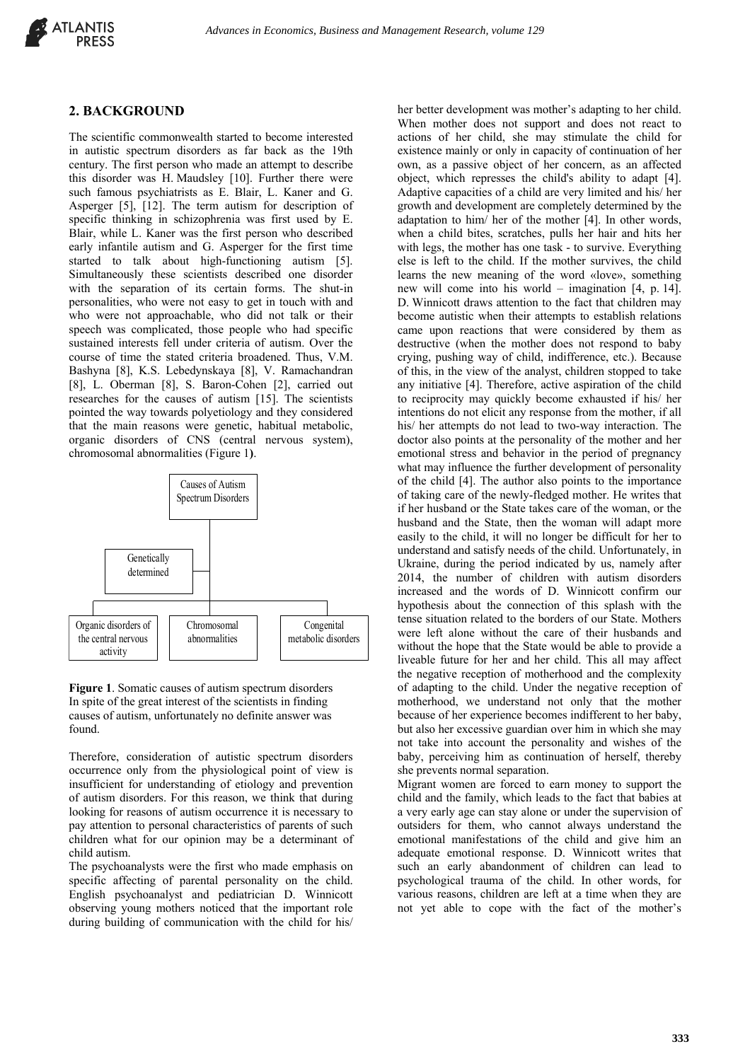## 2. BACKGROUND

The scientific commonwealth started to become interested in autistic spectrum disorders as far back as the 19th century. The first person who made an attempt to describe this disorder was H. Maudsley [10]. Further there were such famous psychiatrists as E. Blair, L. Kaner and G. Asperger [5], [12]. The term autism for description of specific thinking in schizophrenia was first used by E. Blair, while L. Kaner was the first person who described early infantile autism and G. Asperger for the first time started to talk about high-functioning autism [5]. Simultaneously these scientists described one disorder with the separation of its certain forms. The shut-in personalities, who were not easy to get in touch with and who were not approachable, who did not talk or their speech was complicated, those people who had specific sustained interests fell under criteria of autism. Over the course of time the stated criteria broadened. Thus, V.M. Bashyna [8], K.S. Lebedynskaya [8], V. Ramachandran [8], L. Oberman [8], S. Baron-Cohen [2], carried out researches for the causes of autism [15]. The scientists pointed the way towards polyetiology and they considered that the main reasons were genetic, habitual metabolic, organic disorders of CNS (central nervous system), chromosomal abnormalities (Figure 1**)**.

Causes of Autism Spectrum Disorders

Genetically determined

Organic disorders of the central nervous activity

Chromosomal abnormalities

Congenital metabolic disorders

**Figure 1**. Somatic causes of autism spectrum disorders

In spite of the great interest of the scientists in finding causes of autism, unfortunately no definite answer was found.

Therefore, consideration of autistic spectrum disorders occurrence only from the physiological point of view is insufficient for understanding of etiology and prevention of autism disorders. For this reason, we think that during looking for reasons of autism occurrence it is necessary to pay attention to personal characteristics of parents of such children what for our opinion may be a determinant of child autism.

The psychoanalysts were the first who made emphasis on specific affecting of parental personality on the child. English psychoanalyst and pediatrician D. Winnicott observing young mothers noticed that the important role during building of communication with the child for his/ her better development was mother's adapting to her child. When mother does not support and does not react to actions of her child, she may stimulate the child for existence mainly or only in capacity of continuation of her own, as a passive object of her concern, as an affected object, which represses the child's ability to adapt [4]. Adaptive capacities of a child are very limited and his/ her growth and development are completely determined by the adaptation to him/ her of the mother [4]. In other words, when a child bites, scratches, pulls her hair and hits her with legs, the mother has one task - to survive. Everything else is left to the child. If the mother survives, the child learns the new meaning of the word «love», something new will come into his world – imagination [4, p. 14]. D. Winnicott draws attention to the fact that children may become autistic when their attempts to establish relations came upon reactions that were considered by them as destructive (when the mother does not respond to baby crying, pushing way of child, indifference, etc.). Because of this, in the view of the analyst, children stopped to take any initiative [4]. Therefore, active aspiration of the child to reciprocity may quickly become exhausted if his/ her intentions do not elicit any response from the mother, if all his/ her attempts do not lead to two-way interaction. The doctor also points at the personality of the mother and her emotional stress and behavior in the period of pregnancy what may influence the further development of personality of the child [4]. The author also points to the importance of taking care of the newly-fledged mother. He writes that if her husband or the State takes care of the woman, or the husband and the State, then the woman will adapt more easily to the child, it will no longer be difficult for her to understand and satisfy needs of the child. Unfortunately, in Ukraine, during the period indicated by us, namely after 2014, the number of children with autism disorders increased and the words of D. Winnicott confirm our hypothesis about the connection of this splash with the tense situation related to the borders of our State. Mothers were left alone without the care of their husbands and without the hope that the State would be able to provide a liveable future for her and her child. This all may affect the negative reception of motherhood and the complexity of adapting to the child. Under the negative reception of motherhood, we understand not only that the mother because of her experience becomes indifferent to her baby, but also her excessive guardian over him in which she may not take into account the personality and wishes of the baby, perceiving him as continuation of herself, thereby she prevents normal separation.

Migrant women are forced to earn money to support the child and the family, which leads to the fact that babies at a very early age can stay alone or under the supervision of outsiders for them, who cannot always understand the emotional manifestations of the child and give him an adequate emotional response. D. Winnicott writes that such an early abandonment of children can lead to psychological trauma of the child. In other words, for various reasons, children are left at a time when they are not yet able to cope with the fact of the mother's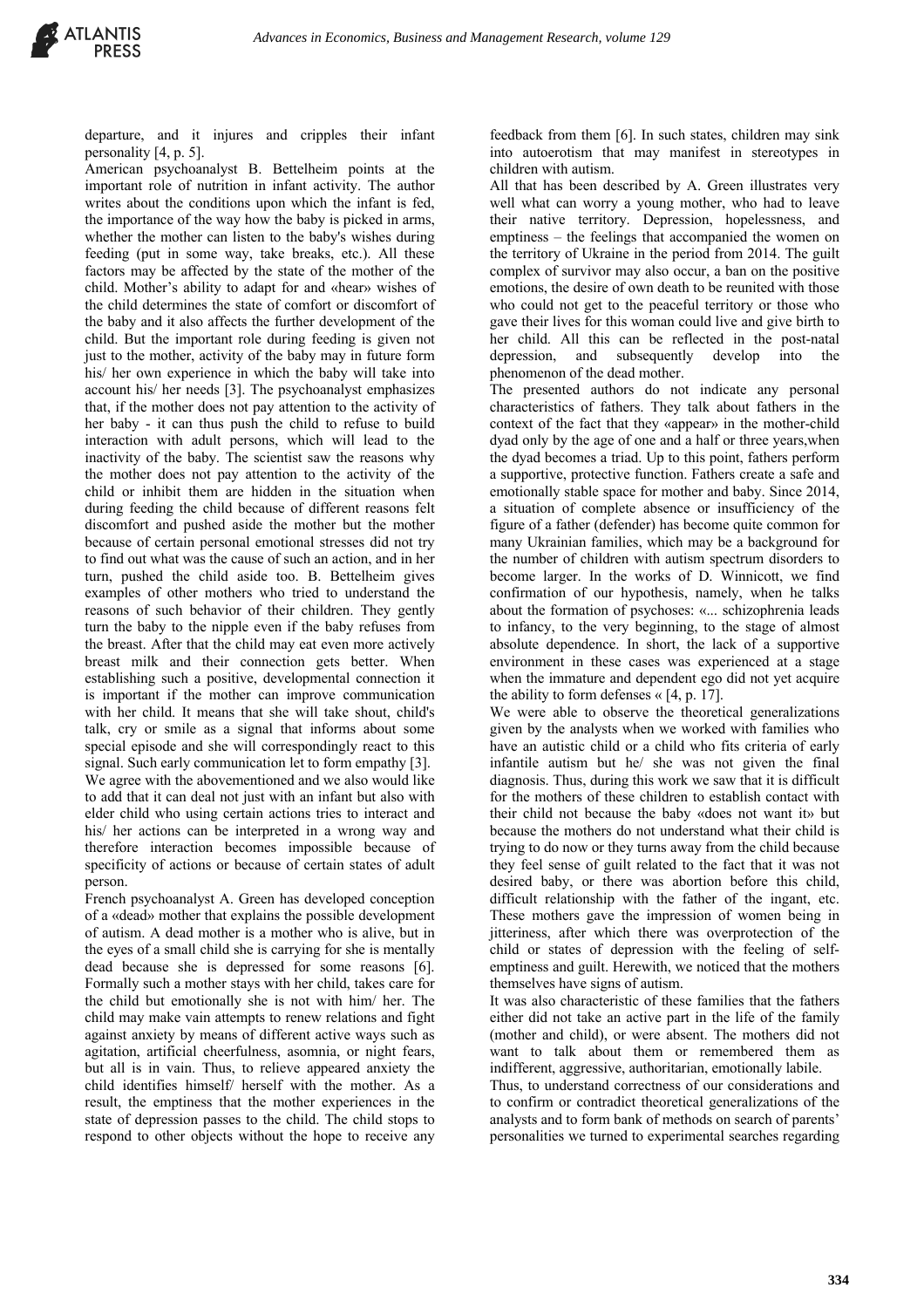departure, and it injures and cripples their infant personality [4, p. 5].

American psychoanalyst B. Bettelheim points at the important role of nutrition in infant activity. The author writes about the conditions upon which the infant is fed, the importance of the way how the baby is picked in arms, whether the mother can listen to the baby's wishes during feeding (put in some way, take breaks, etc.). All these factors may be affected by the state of the mother of the child. Mother's ability to adapt for and «hear» wishes of the child determines the state of comfort or discomfort of the baby and it also affects the further development of the child. But the important role during feeding is given not just to the mother, activity of the baby may in future form his/ her own experience in which the baby will take into account his/ her needs [3]. The psychoanalyst emphasizes that, if the mother does not pay attention to the activity of her baby - it can thus push the child to refuse to build interaction with adult persons, which will lead to the inactivity of the baby. The scientist saw the reasons why the mother does not pay attention to the activity of the child or inhibit them are hidden in the situation when during feeding the child because of different reasons felt discomfort and pushed aside the mother but the mother because of certain personal emotional stresses did not try to find out what was the cause of such an action, and in her turn, pushed the child aside too. B. Bettelheim gives examples of other mothers who tried to understand the reasons of such behavior of their children. They gently turn the baby to the nipple even if the baby refuses from the breast. After that the child may eat even more actively breast milk and their connection gets better. When establishing such a positive, developmental connection it is important if the mother can improve communication with her child. It means that she will take shout, child's talk, cry or smile as a signal that informs about some special episode and she will correspondingly react to this signal. Such early communication let to form empathy [3].

We agree with the abovementioned and we also would like to add that it can deal not just with an infant but also with elder child who using certain actions tries to interact and his/ her actions can be interpreted in a wrong way and therefore interaction becomes impossible because of specificity of actions or because of certain states of adult person.

French psychoanalyst A. Green has developed conception of a «dead» mother that explains the possible development of autism. A dead mother is a mother who is alive, but in the eyes of a small child she is carrying for she is mentally dead because she is depressed for some reasons [6]. Formally such a mother stays with her child, takes care for the child but emotionally she is not with him/ her. The child may make vain attempts to renew relations and fight against anxiety by means of different active ways such as agitation, artificial cheerfulness, asomnia, or night fears, but all is in vain. Thus, to relieve appeared anxiety the child identifies himself/ herself with the mother. As a result, the emptiness that the mother experiences in the state of depression passes to the child. The child stops to respond to other objects without the hope to receive any feedback from them [6]. In such states, children may sink into autoerotism that may manifest in stereotypes in children with autism.

All that has been described by A. Green illustrates very well what can worry a young mother, who had to leave their native territory. Depression, hopelessness, and emptiness – the feelings that accompanied the women on the territory of Ukraine in the period from 2014. The guilt complex of survivor may also occur, a ban on the positive emotions, the desire of own death to be reunited with those who could not get to the peaceful territory or those who gave their lives for this woman could live and give birth to her child. All this can be reflected in the post-natal depression, and subsequently develop into the phenomenon of the dead mother.

The presented authors do not indicate any personal characteristics of fathers. They talk about fathers in the context of the fact that they «appear» in the mother-child dyad only by the age of one and a half or three years,when the dyad becomes a triad. Up to this point, fathers perform a supportive, protective function. Fathers create a safe and emotionally stable space for mother and baby. Since 2014, a situation of complete absence or insufficiency of the figure of a father (defender) has become quite common for many Ukrainian families, which may be a background for the number of children with autism spectrum disorders to become larger. In the works of D. Winnicott, we find confirmation of our hypothesis, namely, when he talks about the formation of psychoses: «... schizophrenia leads to infancy, to the very beginning, to the stage of almost absolute dependence. In short, the lack of a supportive environment in these cases was experienced at a stage when the immature and dependent ego did not yet acquire the ability to form defenses « [4, p. 17].

We were able to observe the theoretical generalizations given by the analysts when we worked with families who have an autistic child or a child who fits criteria of early infantile autism but he/ she was not given the final diagnosis. Thus, during this work we saw that it is difficult for the mothers of these children to establish contact with their child not because the baby «does not want it» but because the mothers do not understand what their child is trying to do now or they turns away from the child because they feel sense of guilt related to the fact that it was not desired baby, or there was abortion before this child, difficult relationship with the father of the ingant, etc. These mothers gave the impression of women being in jitteriness, after which there was overprotection of the child or states of depression with the feeling of self-emptiness and guilt. Herewith, we noticed that the mothers themselves have signs of autism.

It was also characteristic of these families that the fathers either did not take an active part in the life of the family (mother and child), or were absent. The mothers did not want to talk about them or remembered them as indifferent, aggressive, authoritarian, emotionally labile.

Thus, to understand correctness of our considerations and to confirm or contradict theoretical generalizations of the analysts and to form bank of methods on search of parents' personalities we turned to experimental searches regarding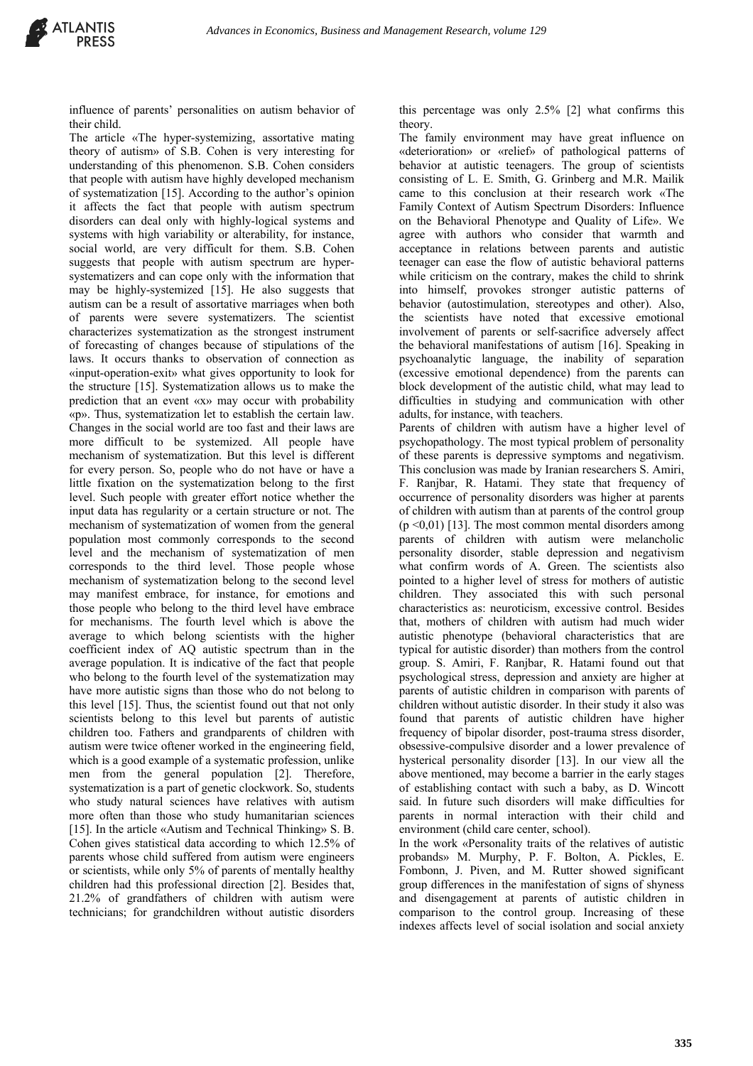influence of parents' personalities on autism behavior of their child.

The article «The hyper-systemizing, assortative mating theory of autism» of S.B. Cohen is very interesting for understanding of this phenomenon. S.B. Cohen considers that people with autism have highly developed mechanism of systematization [15]. According to the author's opinion it affects the fact that people with autism spectrum disorders can deal only with highly-logical systems and systems with high variability or alterability, for instance, social world, are very difficult for them. S.B. Cohen suggests that people with autism spectrum are hyper-systematizers and can cope only with the information that may be highly-systemized [15]. He also suggests that autism can be a result of assortative marriages when both of parents were severe systematizers. The scientist characterizes systematization as the strongest instrument of forecasting of changes because of stipulations of the laws. It occurs thanks to observation of connection as «input-operation-exit» what gives opportunity to look for the structure [15]. Systematization allows us to make the prediction that an event «x» may occur with probability «p». Thus, systematization let to establish the certain law. Changes in the social world are too fast and their laws are more difficult to be systemized. All people have mechanism of systematization. But this level is different for every person. So, people who do not have or have a little fixation on the systematization belong to the first level. Such people with greater effort notice whether the input data has regularity or a certain structure or not. The mechanism of systematization of women from the general population most commonly corresponds to the second level and the mechanism of systematization of men corresponds to the third level. Those people whose mechanism of systematization belong to the second level may manifest embrace, for instance, for emotions and those people who belong to the third level have embrace for mechanisms. The fourth level which is above the average to which belong scientists with the higher coefficient index of AQ autistic spectrum than in the average population. It is indicative of the fact that people who belong to the fourth level of the systematization may have more autistic signs than those who do not belong to this level [15]. Thus, the scientist found out that not only scientists belong to this level but parents of autistic children too. Fathers and grandparents of children with autism were twice oftener worked in the engineering field, which is a good example of a systematic profession, unlike men from the general population [2]. Therefore, systematization is a part of genetic clockwork. So, students who study natural sciences have relatives with autism more often than those who study humanitarian sciences [15]. In the article «Autism and Technical Thinking» S. B. Cohen gives statistical data according to which 12.5% of parents whose child suffered from autism were engineers or scientists, while only 5% of parents of mentally healthy children had this professional direction [2]. Besides that, 21.2% of grandfathers of children with autism were technicians; for grandchildren without autistic disorders this percentage was only 2.5% [2] what confirms this theory.

The family environment may have great influence on «deterioration» or «relief» of pathological patterns of behavior at autistic teenagers. The group of scientists consisting of L. E. Smith, G. Grinberg and M.R. Mailik came to this conclusion at their research work «The Family Context of Autism Spectrum Disorders: Influence on the Behavioral Phenotype and Quality of Life». We agree with authors who consider that warmth and acceptance in relations between parents and autistic teenager can ease the flow of autistic behavioral patterns while criticism on the contrary, makes the child to shrink into himself, provokes stronger autistic patterns of behavior (autostimulation, stereotypes and other). Also, the scientists have noted that excessive emotional involvement of parents or self-sacrifice adversely affect the behavioral manifestations of autism [16]. Speaking in psychoanalytic language, the inability of separation (excessive emotional dependence) from the parents can block development of the autistic child, what may lead to difficulties in studying and communication with other adults, for instance, with teachers.

Parents of children with autism have a higher level of psychopathology. The most typical problem of personality of these parents is depressive symptoms and negativism. This conclusion was made by Iranian researchers S. Amiri, F. Ranjbar, R. Hatami. They state that frequency of occurrence of personality disorders was higher at parents of children with autism than at parents of the control group ($p < 0{,}01$) [13]. The most common mental disorders among parents of children with autism were melancholic personality disorder, stable depression and negativism what confirm words of A. Green. The scientists also pointed to a higher level of stress for mothers of autistic children. They associated this with such personal characteristics as: neuroticism, excessive control. Besides that, mothers of children with autism had much wider autistic phenotype (behavioral characteristics that are typical for autistic disorder) than mothers from the control group. S. Amiri, F. Ranjbar, R. Hatami found out that psychological stress, depression and anxiety are higher at parents of autistic children in comparison with parents of children without autistic disorder. In their study it also was found that parents of autistic children have higher frequency of bipolar disorder, post-trauma stress disorder, obsessive-compulsive disorder and a lower prevalence of hysterical personality disorder [13]. In our view all the above mentioned, may become a barrier in the early stages of establishing contact with such a baby, as D. Wincott said. In future such disorders will make difficulties for parents in normal interaction with their child and environment (child care center, school).

In the work «Personality traits of the relatives of autistic probands» M. Murphy, P. F. Bolton, A. Pickles, E. Fombonn, J. Piven, and M. Rutter showed significant group differences in the manifestation of signs of shyness and disengagement at parents of autistic children in comparison to the control group. Increasing of these indexes affects level of social isolation and social anxiety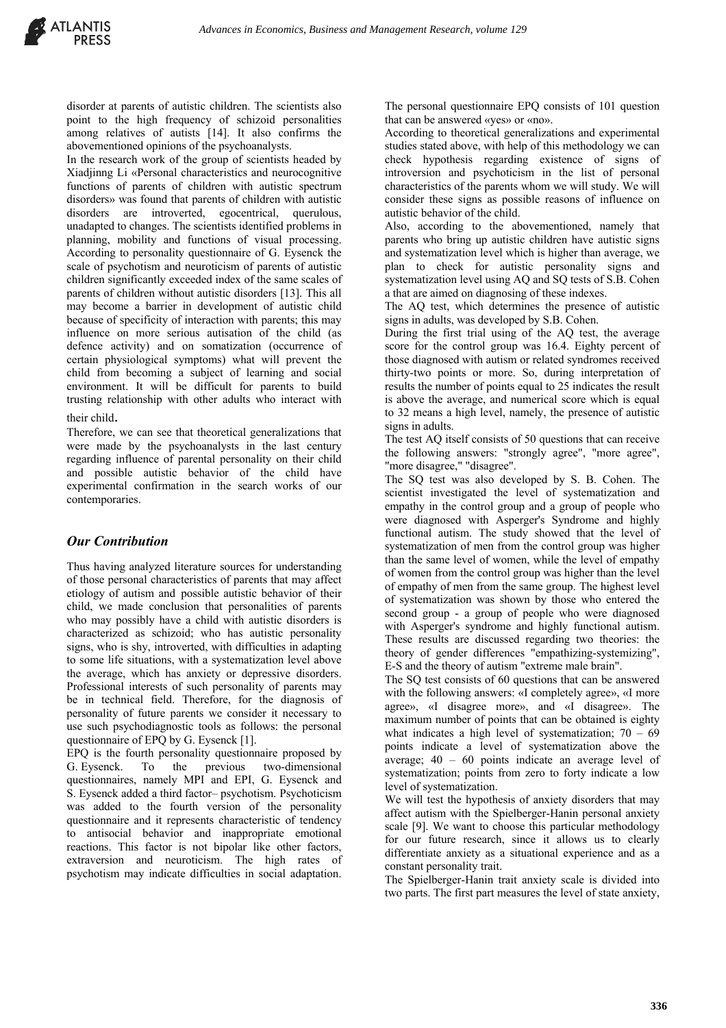disorder at parents of autistic children. The scientists also point to the high frequency of schizoid personalities among relatives of autists [14]. It also confirms the abovementioned opinions of the psychoanalysts.

In the research work of the group of scientists headed by Xiadjinng Li «Personal characteristics and neurocognitive functions of parents of children with autistic spectrum disorders» was found that parents of children with autistic disorders are introverted, egocentrical, querulous, unadapted to changes. The scientists identified problems in planning, mobility and functions of visual processing. According to personality questionnaire of G. Eysenck the scale of psychotism and neuroticism of parents of autistic children significantly exceeded index of the same scales of parents of children without autistic disorders [13]. This all may become a barrier in development of autistic child because of specificity of interaction with parents; this may influence on more serious autisation of the child (as defence activity) and on somatization (occurrence of certain physiological symptoms) what will prevent the child from becoming a subject of learning and social environment. It will be difficult for parents to build trusting relationship with other adults who interact with their child.

Therefore, we can see that theoretical generalizations that were made by the psychoanalysts in the last century regarding influence of parental personality on their child and possible autistic behavior of the child have experimental confirmation in the search works of our contemporaries.

## *Our Contribution*

Thus having analyzed literature sources for understanding of those personal characteristics of parents that may affect etiology of autism and possible autistic behavior of their child, we made conclusion that personalities of parents who may possibly have a child with autistic disorders is characterized as schizoid; who has autistic personality signs, who is shy, introverted, with difficulties in adapting to some life situations, with a systematization level above the average, which has anxiety or depressive disorders. Professional interests of such personality of parents may be in technical field. Therefore, for the diagnosis of personality of future parents we consider it necessary to use such psychodiagnostic tools as follows: the personal questionnaire of EPQ by G. Eysenck [1].

EPQ is the fourth personality questionnaire proposed by G. Eysenck. To the previous two-dimensional questionnaires, namely MPI and EPI, G. Eysenck and S. Eysenck added a third factor– psychotism. Psychoticism was added to the fourth version of the personality questionnaire and it represents characteristic of tendency to antisocial behavior and inappropriate emotional reactions. This factor is not bipolar like other factors, extraversion and neuroticism. The high rates of psychotism may indicate difficulties in social adaptation.

The personal questionnaire EPQ consists of 101 question that can be answered «yes» or «no».

According to theoretical generalizations and experimental studies stated above, with help of this methodology we can check hypothesis regarding existence of signs of introversion and psychoticism in the list of personal characteristics of the parents whom we will study. We will consider these signs as possible reasons of influence on autistic behavior of the child.

Also, according to the abovementioned, namely that parents who bring up autistic children have autistic signs and systematization level which is higher than average, we plan to check for autistic personality signs and systematization level using AQ and SQ tests of S.B. Cohen a that are aimed on diagnosing of these indexes.

The AQ test, which determines the presence of autistic signs in adults, was developed by S.B. Cohen.

During the first trial using of the AQ test, the average score for the control group was 16.4. Eighty percent of those diagnosed with autism or related syndromes received thirty-two points or more. So, during interpretation of results the number of points equal to 25 indicates the result is above the average, and numerical score which is equal to 32 means a high level, namely, the presence of autistic signs in adults.

The test AQ itself consists of 50 questions that can receive the following answers: "strongly agree", "more agree", "more disagree," "disagree".

The SQ test was also developed by S. B. Cohen. The scientist investigated the level of systematization and empathy in the control group and a group of people who were diagnosed with Asperger's Syndrome and highly functional autism. The study showed that the level of systematization of men from the control group was higher than the same level of women, while the level of empathy of women from the control group was higher than the level of empathy of men from the same group. The highest level of systematization was shown by those who entered the second group - a group of people who were diagnosed with Asperger's syndrome and highly functional autism. These results are discussed regarding two theories: the theory of gender differences "empathizing-systemizing", E-S and the theory of autism "extreme male brain".

The SQ test consists of 60 questions that can be answered with the following answers: «I completely agree», «I more agree», «I disagree more», and «I disagree». The maximum number of points that can be obtained is eighty what indicates a high level of systematization; 70 – 69 points indicate a level of systematization above the average; 40 – 60 points indicate an average level of systematization; points from zero to forty indicate a low level of systematization.

We will test the hypothesis of anxiety disorders that may affect autism with the Spielberger-Hanin personal anxiety scale [9]. We want to choose this particular methodology for our future research, since it allows us to clearly differentiate anxiety as a situational experience and as a constant personality trait.

The Spielberger-Hanin trait anxiety scale is divided into two parts. The first part measures the level of state anxiety,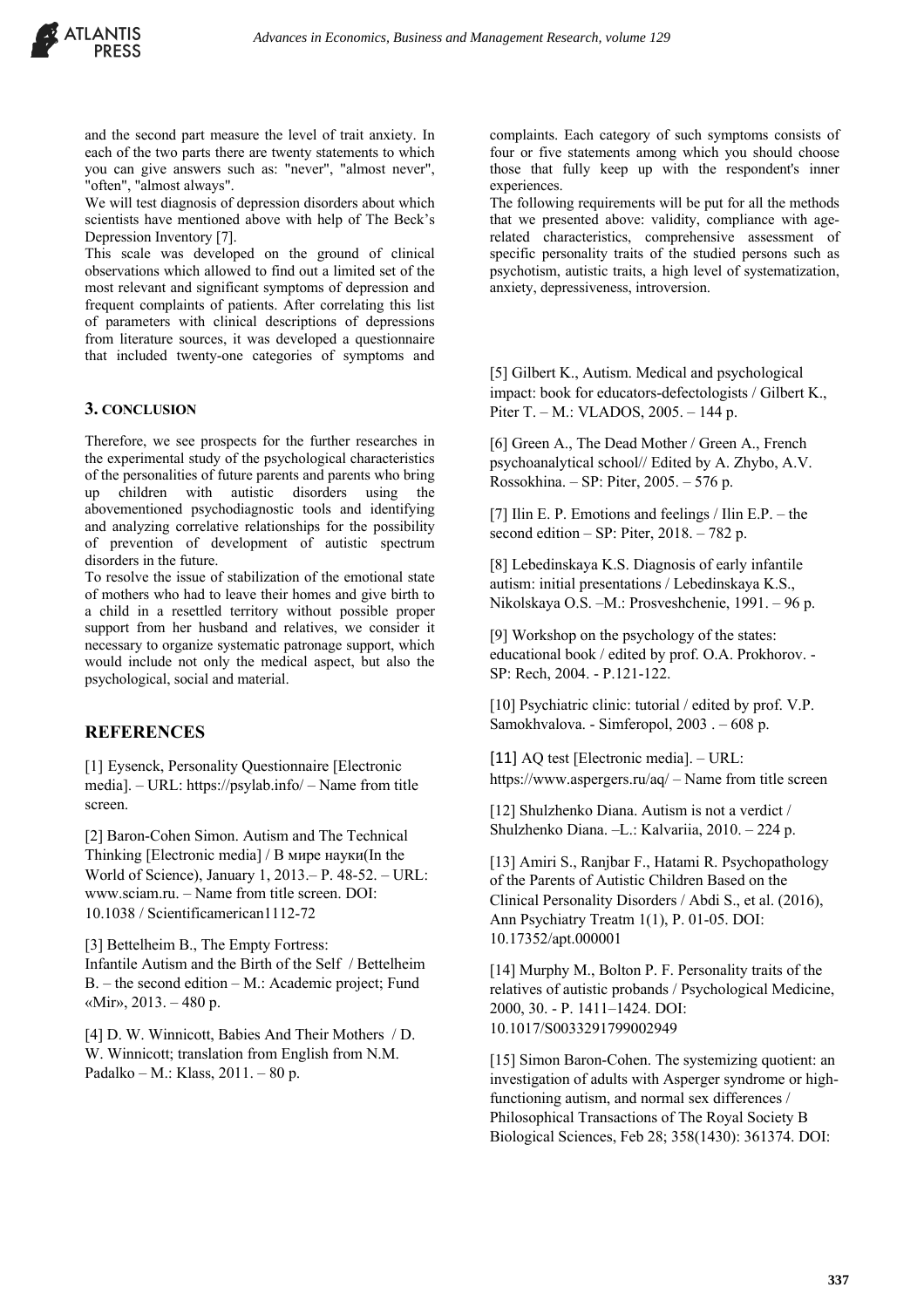and the second part measure the level of trait anxiety. In each of the two parts there are twenty statements to which you can give answers such as: "never", "almost never", "often", "almost always".

We will test diagnosis of depression disorders about which scientists have mentioned above with help of The Beck's Depression Inventory [7].

This scale was developed on the ground of clinical observations which allowed to find out a limited set of the most relevant and significant symptoms of depression and frequent complaints of patients. After correlating this list of parameters with clinical descriptions of depressions from literature sources, it was developed a questionnaire that included twenty-one categories of symptoms and complaints. Each category of such symptoms consists of four or five statements among which you should choose those that fully keep up with the respondent's inner experiences.

The following requirements will be put for all the methods that we presented above: validity, compliance with age-related characteristics, comprehensive assessment of specific personality traits of the studied persons such as psychotism, autistic traits, a high level of systematization, anxiety, depressiveness, introversion.

## 3. CONCLUSION

Therefore, we see prospects for the further researches in the experimental study of the psychological characteristics of the personalities of future parents and parents who bring up children with autistic disorders using the abovementioned psychodiagnostic tools and identifying and analyzing correlative relationships for the possibility of prevention of development of autistic spectrum disorders in the future.

To resolve the issue of stabilization of the emotional state of mothers who had to leave their homes and give birth to a child in a resettled territory without possible proper support from her husband and relatives, we consider it necessary to organize systematic patronage support, which would include not only the medical aspect, but also the psychological, social and material.

## REFERENCES

[1] Eysenck, Personality Questionnaire [Electronic media]. – URL: https://psylab.info/ – Name from title screen.

[2] Baron-Cohen Simon. Autism and The Technical Thinking [Electronic media] / В мире науки(In the World of Science), January 1, 2013.– P. 48-52. – URL: www.sciam.ru. – Name from title screen. DOI: 10.1038 / Scientificamerican1112-72

[3] Bettelheim B., The Empty Fortress: Infantile Autism and the Birth of the Self / Bettelheim B. – the second edition – M.: Academic project; Fund «Mir», 2013. – 480 p.

[4] D. W. Winnicott, Babies And Their Mothers / D. W. Winnicott; translation from English from N.M. Padalko – M.: Klass, 2011. – 80 p.

[5] Gilbert K., Autism. Medical and psychological impact: book for educators-defectologists / Gilbert K., Piter T. – M.: VLADOS, 2005. – 144 p.

[6] Green A., The Dead Mother / Green A., French psychoanalytical school// Edited by A. Zhybo, A.V. Rossokhina. – SP: Piter, 2005. – 576 p.

[7] Ilin E. P. Emotions and feelings / Ilin E.P. – the second edition – SP: Piter, 2018. – 782 p.

[8] Lebedinskaya K.S. Diagnosis of early infantile autism: initial presentations / Lebedinskaya K.S., Nikolskaya O.S. –M.: Prosveshchenie, 1991. – 96 p.

[9] Workshop on the psychology of the states: educational book / edited by prof. O.A. Prokhorov. - SP: Rech, 2004. - P.121-122.

[10] Psychiatric clinic: tutorial / edited by prof. V.P. Samokhvalova. - Simferopol, 2003 . – 608 p.

[11] AQ test [Electronic media]. – URL: https://www.aspergers.ru/aq/ – Name from title screen

[12] Shulzhenko Diana. Autism is not a verdict / Shulzhenko Diana. –L.: Kalvariia, 2010. – 224 p.

[13] Amiri S., Ranjbar F., Hatami R. Psychopathology of the Parents of Autistic Children Based on the Clinical Personality Disorders / Abdi S., et al. (2016), Ann Psychiatry Treatm 1(1), P. 01-05. DOI: 10.17352/apt.000001

[14] Murphy M., Bolton P. F. Personality traits of the relatives of autistic probands / Psychological Medicine, 2000, 30. - P. 1411–1424. DOI: 10.1017/S0033291799002949

[15] Simon Baron-Cohen. The systemizing quotient: an investigation of adults with Asperger syndrome or high-functioning autism, and normal sex differences / Philosophical Transactions of The Royal Society B Biological Sciences, Feb 28; 358(1430): 361374. DOI: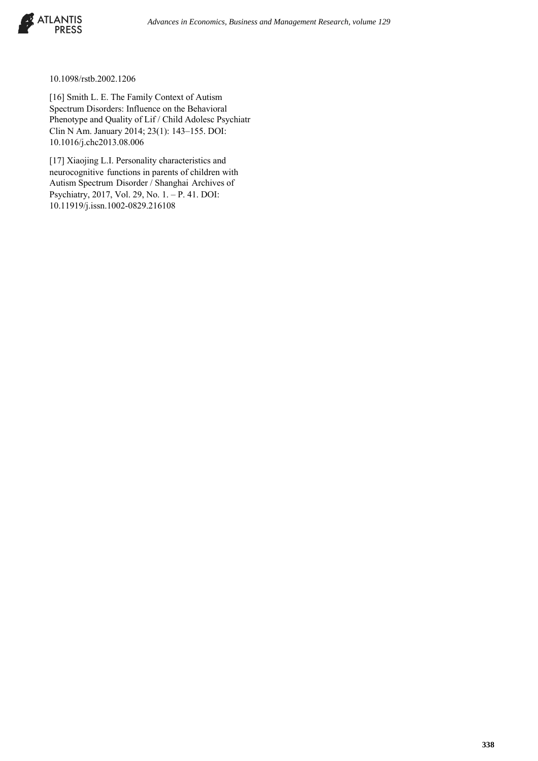10.1098/rstb.2002.1206

[16] Smith L. E. The Family Context of Autism Spectrum Disorders: Influence on the Behavioral Phenotype and Quality of Lif / Child Adolesc Psychiatr Clin N Am. January 2014; 23(1): 143–155. DOI: 10.1016/j.chc2013.08.006

[17] Xiaojing L.I. Personality characteristics and neurocognitive functions in parents of children with Autism Spectrum Disorder / Shanghai Archives of Psychiatry, 2017, Vol. 29, No. 1. – P. 41. DOI: 10.11919/j.issn.1002-0829.216108